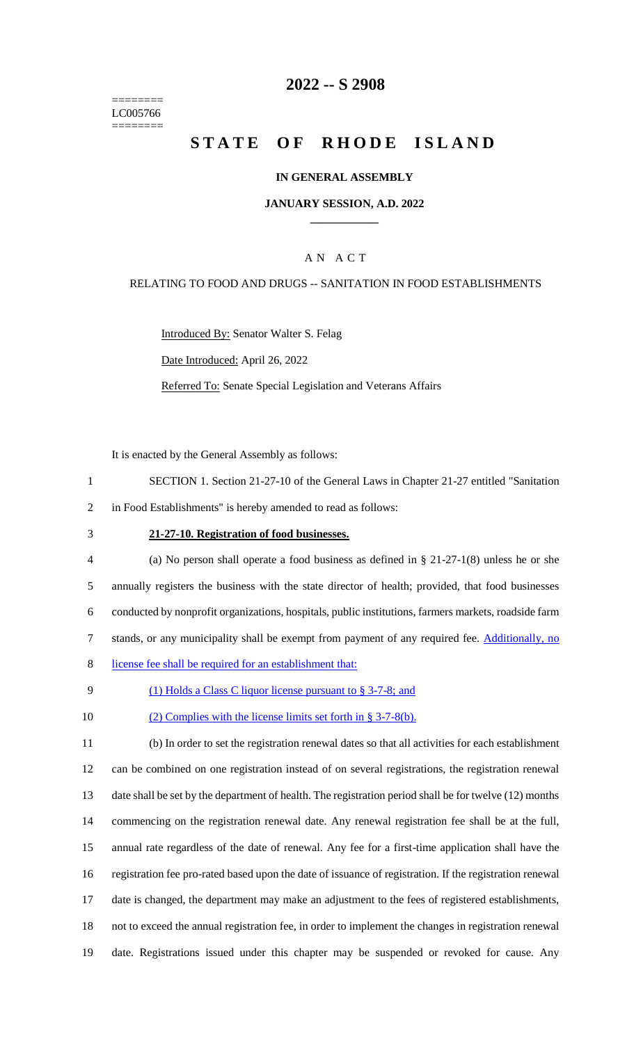========
LC005766
========

# 2022 -- S 2908

# STATE OF RHODE ISLAND

## IN GENERAL ASSEMBLY

## JANUARY SESSION, A.D. 2022

### A N A C T

RELATING TO FOOD AND DRUGS -- SANITATION IN FOOD ESTABLISHMENTS

Introduced By: Senator Walter S. Felag

Date Introduced: April 26, 2022

Referred To: Senate Special Legislation and Veterans Affairs

It is enacted by the General Assembly as follows:

1 SECTION 1. Section 21-27-10 of the General Laws in Chapter 21-27 entitled "Sanitation
2 in Food Establishments" is hereby amended to read as follows:

3 **21-27-10. Registration of food businesses.**

4 (a) No person shall operate a food business as defined in § 21-27-1(8) unless he or she
5 annually registers the business with the state director of health; provided, that food businesses
6 conducted by nonprofit organizations, hospitals, public institutions, farmers markets, roadside farm
7 stands, or any municipality shall be exempt from payment of any required fee. Additionally, no
8 license fee shall be required for an establishment that:

9 (1) Holds a Class C liquor license pursuant to § 3-7-8; and

10 (2) Complies with the license limits set forth in § 3-7-8(b).

11 (b) In order to set the registration renewal dates so that all activities for each establishment
12 can be combined on one registration instead of on several registrations, the registration renewal
13 date shall be set by the department of health. The registration period shall be for twelve (12) months
14 commencing on the registration renewal date. Any renewal registration fee shall be at the full,
15 annual rate regardless of the date of renewal. Any fee for a first-time application shall have the
16 registration fee pro-rated based upon the date of issuance of registration. If the registration renewal
17 date is changed, the department may make an adjustment to the fees of registered establishments,
18 not to exceed the annual registration fee, in order to implement the changes in registration renewal
19 date. Registrations issued under this chapter may be suspended or revoked for cause. Any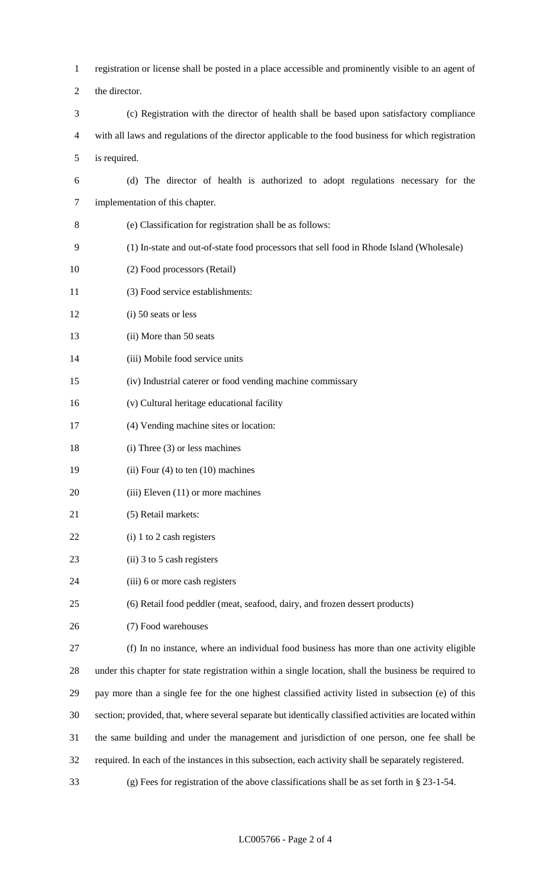registration or license shall be posted in a place accessible and prominently visible to an agent of the director.

(c) Registration with the director of health shall be based upon satisfactory compliance with all laws and regulations of the director applicable to the food business for which registration is required.

(d) The director of health is authorized to adopt regulations necessary for the implementation of this chapter.

(e) Classification for registration shall be as follows:

(1) In-state and out-of-state food processors that sell food in Rhode Island (Wholesale)

(2) Food processors (Retail)

(3) Food service establishments:

(i) 50 seats or less

(ii) More than 50 seats

(iii) Mobile food service units

(iv) Industrial caterer or food vending machine commissary

(v) Cultural heritage educational facility

(4) Vending machine sites or location:

(i) Three (3) or less machines

(ii) Four (4) to ten (10) machines

(iii) Eleven (11) or more machines

(5) Retail markets:

(i) 1 to 2 cash registers

(ii) 3 to 5 cash registers

(iii) 6 or more cash registers

(6) Retail food peddler (meat, seafood, dairy, and frozen dessert products)

(7) Food warehouses

(f) In no instance, where an individual food business has more than one activity eligible under this chapter for state registration within a single location, shall the business be required to pay more than a single fee for the one highest classified activity listed in subsection (e) of this section; provided, that, where several separate but identically classified activities are located within the same building and under the management and jurisdiction of one person, one fee shall be required. In each of the instances in this subsection, each activity shall be separately registered.

(g) Fees for registration of the above classifications shall be as set forth in § 23-1-54.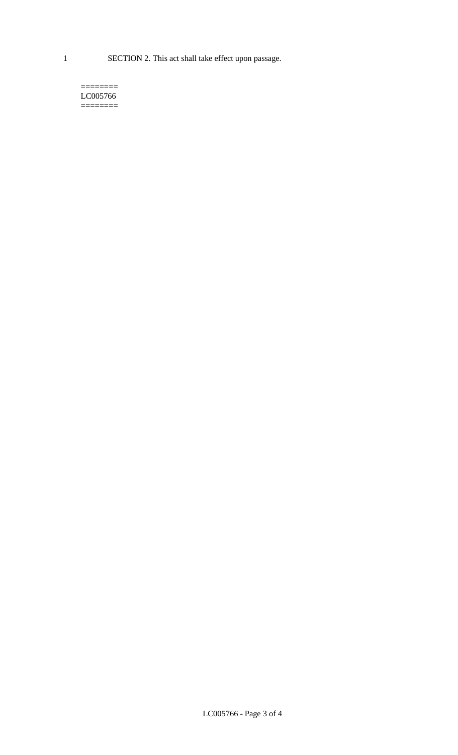1 SECTION 2. This act shall take effect upon passage.

========
LC005766
========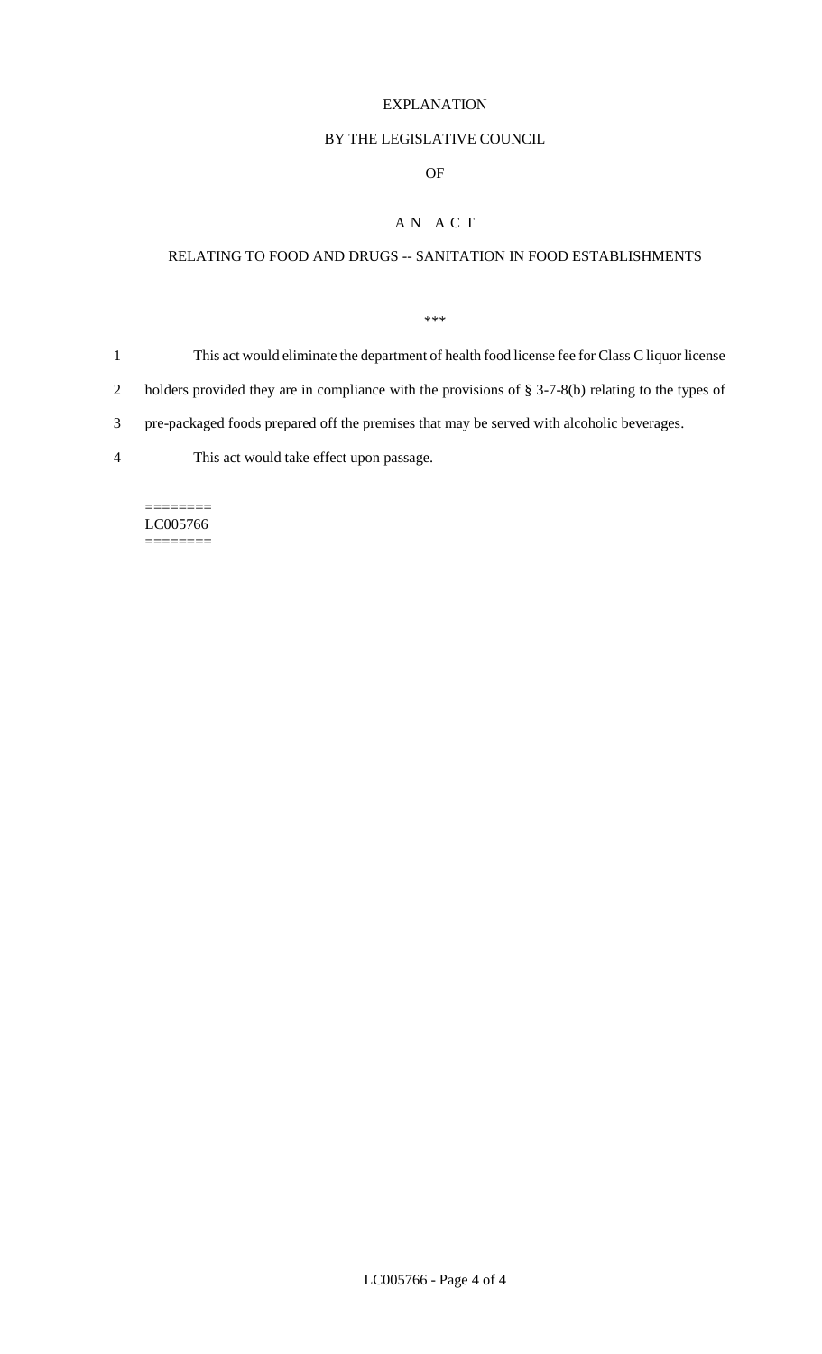EXPLANATION

BY THE LEGISLATIVE COUNCIL

OF

A N A C T

RELATING TO FOOD AND DRUGS -- SANITATION IN FOOD ESTABLISHMENTS

\*\*\*

1 This act would eliminate the department of health food license fee for Class C liquor license
2 holders provided they are in compliance with the provisions of § 3-7-8(b) relating to the types of
3 pre-packaged foods prepared off the premises that may be served with alcoholic beverages.
4 This act would take effect upon passage.

========
LC005766
========